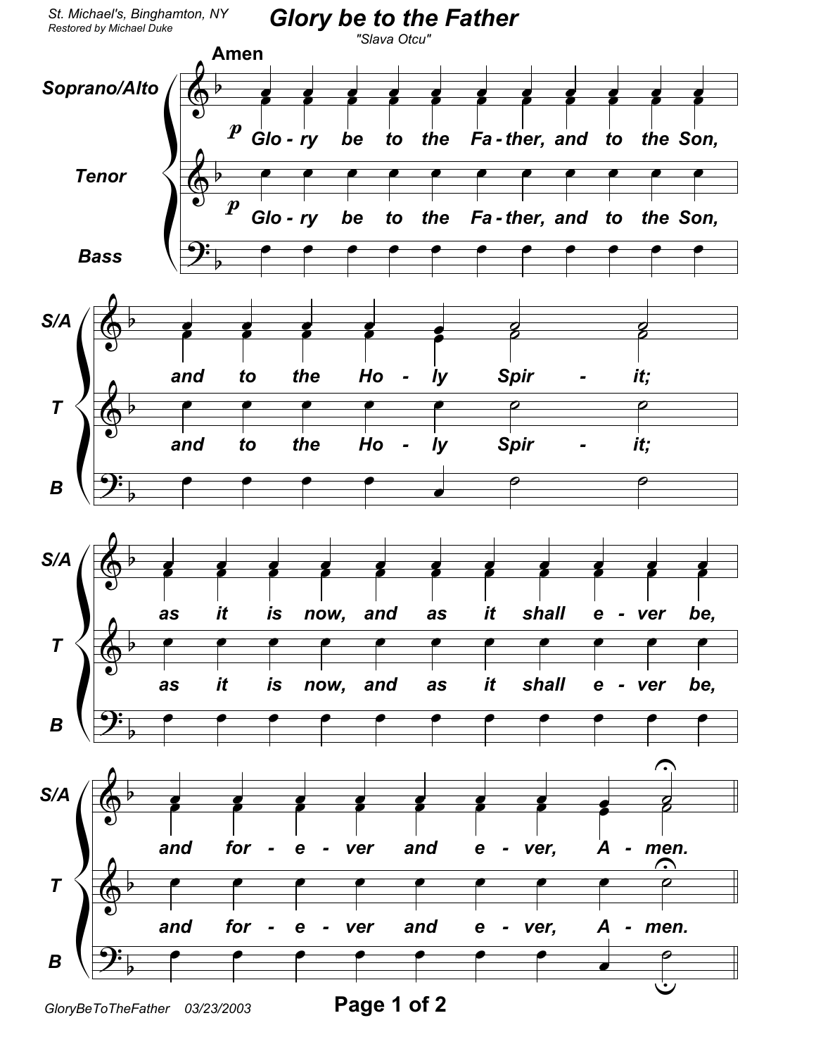St. Michael's, Binghamton, NY
Restored by Michael Duke

# Glory be to the Father

"Slava Otcu"

**Amen**

Soprano/Alto

Tenor

Bass

*p* Glo - ry be to the Fa - ther, and to the Son,

and to the Ho - ly Spir - it;

as it is now, and as it shall e - ver be,

and for - e - ver and e - ver, A - men.

GloryBeToTheFather 03/23/2003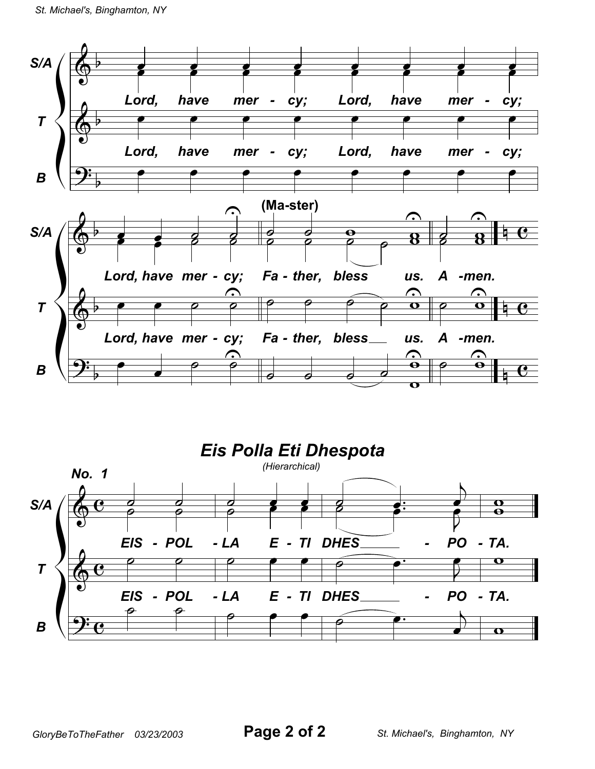Lord, have mercy; Lord, have mercy;

Lord, have mercy; Father, bless us. Amen.

(Ma-ster)

## Eis Polla Eti Dhespota

*(Hierarchical)*

**No. 1**

EIS - POL - LA E - TI DHES - PO - TA.